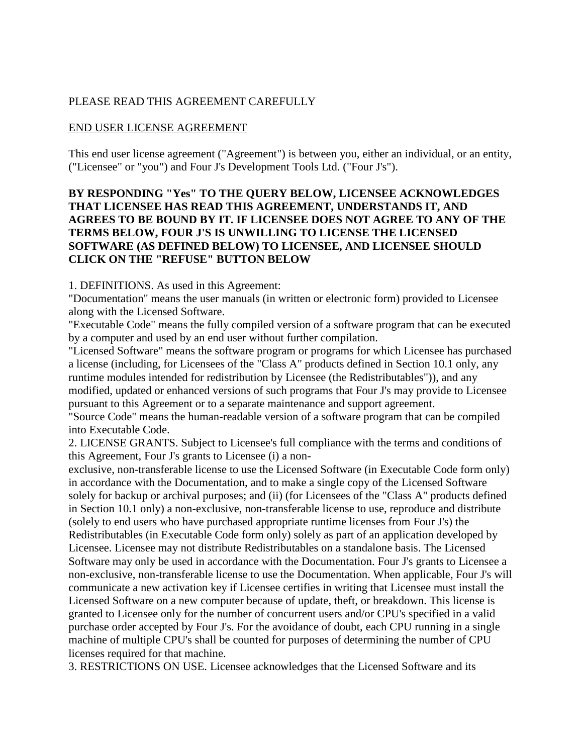PLEASE READ THIS AGREEMENT CAREFULLY

<u>END USER LICENSE AGREEMENT</u>

This end user license agreement ("Agreement") is between you, either an individual, or an entity, ("Licensee" or "you") and Four J's Development Tools Ltd. ("Four J's").

**BY RESPONDING "Yes" TO THE QUERY BELOW, LICENSEE ACKNOWLEDGES THAT LICENSEE HAS READ THIS AGREEMENT, UNDERSTANDS IT, AND AGREES TO BE BOUND BY IT. IF LICENSEE DOES NOT AGREE TO ANY OF THE TERMS BELOW, FOUR J'S IS UNWILLING TO LICENSE THE LICENSED SOFTWARE (AS DEFINED BELOW) TO LICENSEE, AND LICENSEE SHOULD CLICK ON THE "REFUSE" BUTTON BELOW**

1. DEFINITIONS. As used in this Agreement:
"Documentation" means the user manuals (in written or electronic form) provided to Licensee along with the Licensed Software.
"Executable Code" means the fully compiled version of a software program that can be executed by a computer and used by an end user without further compilation.
"Licensed Software" means the software program or programs for which Licensee has purchased a license (including, for Licensees of the "Class A" products defined in Section 10.1 only, any runtime modules intended for redistribution by Licensee (the Redistributables")), and any modified, updated or enhanced versions of such programs that Four J's may provide to Licensee pursuant to this Agreement or to a separate maintenance and support agreement.
"Source Code" means the human-readable version of a software program that can be compiled into Executable Code.
2. LICENSE GRANTS. Subject to Licensee's full compliance with the terms and conditions of this Agreement, Four J's grants to Licensee (i) a non-exclusive, non-transferable license to use the Licensed Software (in Executable Code form only) in accordance with the Documentation, and to make a single copy of the Licensed Software solely for backup or archival purposes; and (ii) (for Licensees of the "Class A" products defined in Section 10.1 only) a non-exclusive, non-transferable license to use, reproduce and distribute (solely to end users who have purchased appropriate runtime licenses from Four J's) the Redistributables (in Executable Code form only) solely as part of an application developed by Licensee. Licensee may not distribute Redistributables on a standalone basis. The Licensed Software may only be used in accordance with the Documentation. Four J's grants to Licensee a non-exclusive, non-transferable license to use the Documentation. When applicable, Four J's will communicate a new activation key if Licensee certifies in writing that Licensee must install the Licensed Software on a new computer because of update, theft, or breakdown. This license is granted to Licensee only for the number of concurrent users and/or CPU's specified in a valid purchase order accepted by Four J's. For the avoidance of doubt, each CPU running in a single machine of multiple CPU's shall be counted for purposes of determining the number of CPU licenses required for that machine.
3. RESTRICTIONS ON USE. Licensee acknowledges that the Licensed Software and its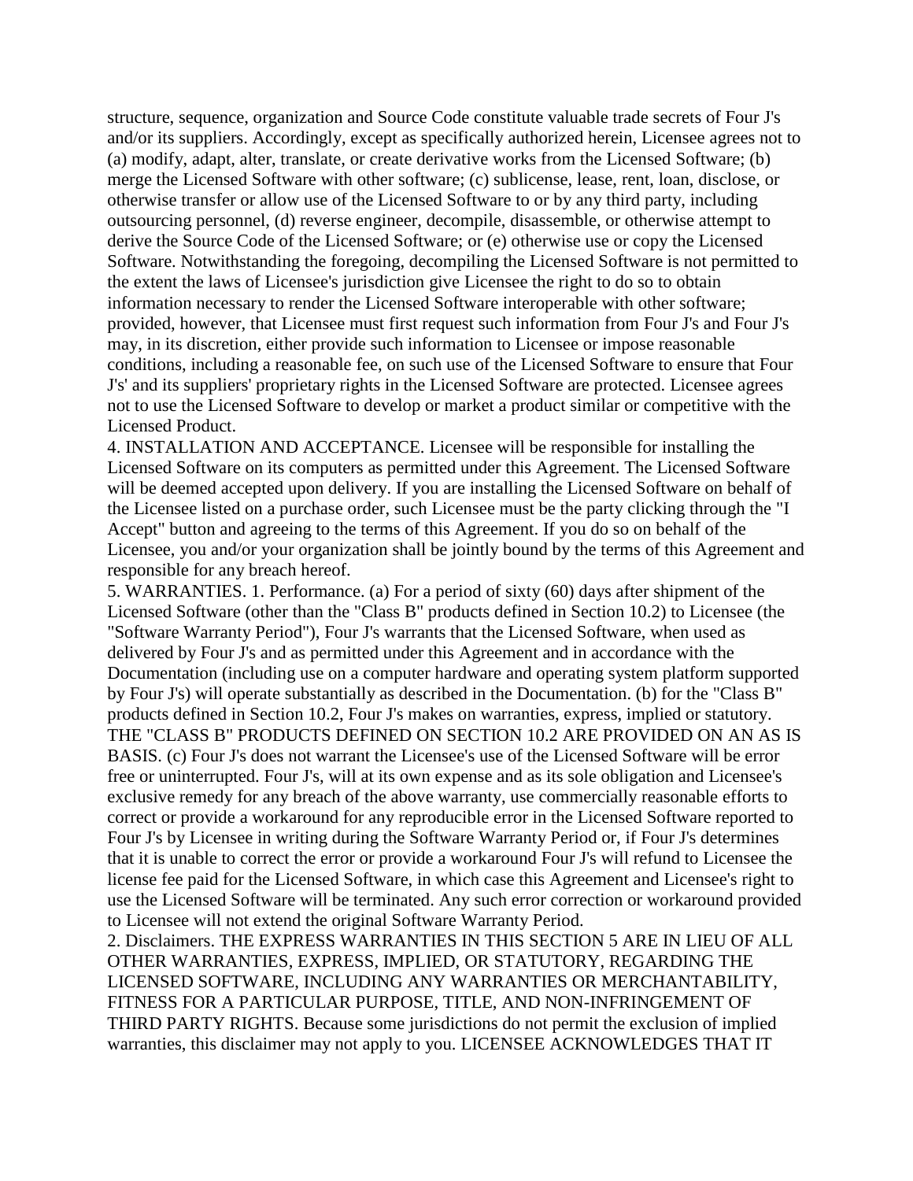structure, sequence, organization and Source Code constitute valuable trade secrets of Four J's and/or its suppliers. Accordingly, except as specifically authorized herein, Licensee agrees not to (a) modify, adapt, alter, translate, or create derivative works from the Licensed Software; (b) merge the Licensed Software with other software; (c) sublicense, lease, rent, loan, disclose, or otherwise transfer or allow use of the Licensed Software to or by any third party, including outsourcing personnel, (d) reverse engineer, decompile, disassemble, or otherwise attempt to derive the Source Code of the Licensed Software; or (e) otherwise use or copy the Licensed Software. Notwithstanding the foregoing, decompiling the Licensed Software is not permitted to the extent the laws of Licensee's jurisdiction give Licensee the right to do so to obtain information necessary to render the Licensed Software interoperable with other software; provided, however, that Licensee must first request such information from Four J's and Four J's may, in its discretion, either provide such information to Licensee or impose reasonable conditions, including a reasonable fee, on such use of the Licensed Software to ensure that Four J's' and its suppliers' proprietary rights in the Licensed Software are protected. Licensee agrees not to use the Licensed Software to develop or market a product similar or competitive with the Licensed Product.

4. INSTALLATION AND ACCEPTANCE. Licensee will be responsible for installing the Licensed Software on its computers as permitted under this Agreement. The Licensed Software will be deemed accepted upon delivery. If you are installing the Licensed Software on behalf of the Licensee listed on a purchase order, such Licensee must be the party clicking through the "I Accept" button and agreeing to the terms of this Agreement. If you do so on behalf of the Licensee, you and/or your organization shall be jointly bound by the terms of this Agreement and responsible for any breach hereof.

5. WARRANTIES. 1. Performance. (a) For a period of sixty (60) days after shipment of the Licensed Software (other than the "Class B" products defined in Section 10.2) to Licensee (the "Software Warranty Period"), Four J's warrants that the Licensed Software, when used as delivered by Four J's and as permitted under this Agreement and in accordance with the Documentation (including use on a computer hardware and operating system platform supported by Four J's) will operate substantially as described in the Documentation. (b) for the "Class B" products defined in Section 10.2, Four J's makes on warranties, express, implied or statutory. THE "CLASS B" PRODUCTS DEFINED ON SECTION 10.2 ARE PROVIDED ON AN AS IS BASIS. (c) Four J's does not warrant the Licensee's use of the Licensed Software will be error free or uninterrupted. Four J's, will at its own expense and as its sole obligation and Licensee's exclusive remedy for any breach of the above warranty, use commercially reasonable efforts to correct or provide a workaround for any reproducible error in the Licensed Software reported to Four J's by Licensee in writing during the Software Warranty Period or, if Four J's determines that it is unable to correct the error or provide a workaround Four J's will refund to Licensee the license fee paid for the Licensed Software, in which case this Agreement and Licensee's right to use the Licensed Software will be terminated. Any such error correction or workaround provided to Licensee will not extend the original Software Warranty Period.

2. Disclaimers. THE EXPRESS WARRANTIES IN THIS SECTION 5 ARE IN LIEU OF ALL OTHER WARRANTIES, EXPRESS, IMPLIED, OR STATUTORY, REGARDING THE LICENSED SOFTWARE, INCLUDING ANY WARRANTIES OR MERCHANTABILITY, FITNESS FOR A PARTICULAR PURPOSE, TITLE, AND NON-INFRINGEMENT OF THIRD PARTY RIGHTS. Because some jurisdictions do not permit the exclusion of implied warranties, this disclaimer may not apply to you. LICENSEE ACKNOWLEDGES THAT IT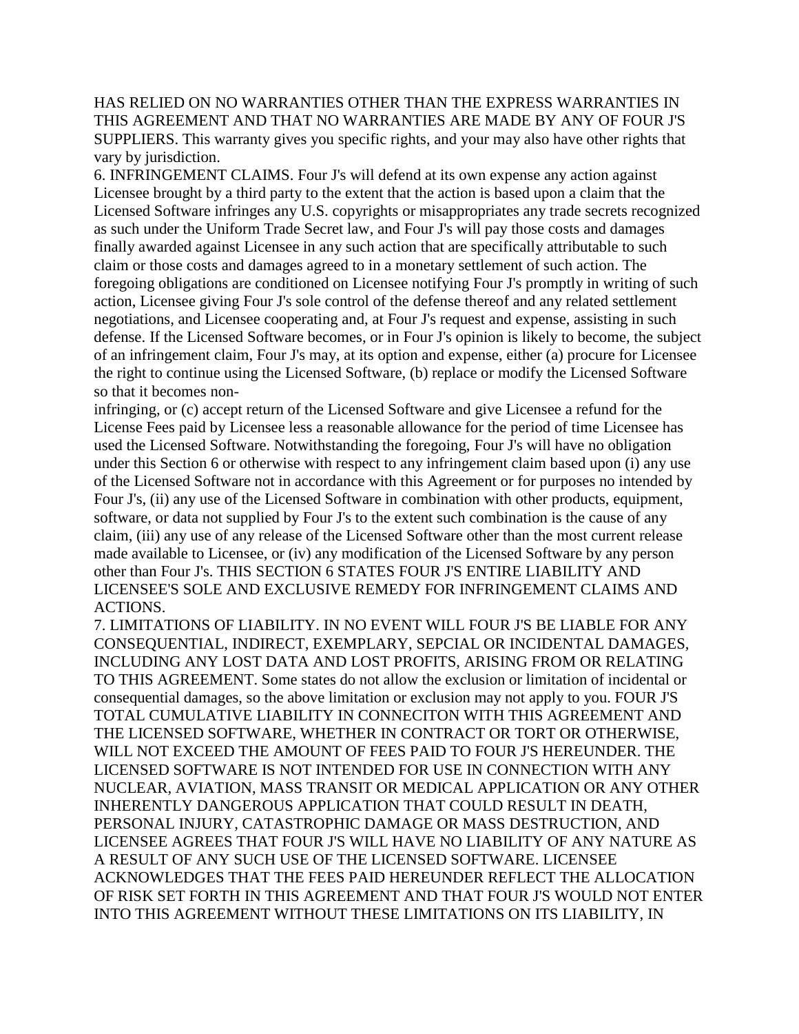HAS RELIED ON NO WARRANTIES OTHER THAN THE EXPRESS WARRANTIES IN THIS AGREEMENT AND THAT NO WARRANTIES ARE MADE BY ANY OF FOUR J'S SUPPLIERS. This warranty gives you specific rights, and your may also have other rights that vary by jurisdiction.

6. INFRINGEMENT CLAIMS. Four J's will defend at its own expense any action against Licensee brought by a third party to the extent that the action is based upon a claim that the Licensed Software infringes any U.S. copyrights or misappropriates any trade secrets recognized as such under the Uniform Trade Secret law, and Four J's will pay those costs and damages finally awarded against Licensee in any such action that are specifically attributable to such claim or those costs and damages agreed to in a monetary settlement of such action. The foregoing obligations are conditioned on Licensee notifying Four J's promptly in writing of such action, Licensee giving Four J's sole control of the defense thereof and any related settlement negotiations, and Licensee cooperating and, at Four J's request and expense, assisting in such defense. If the Licensed Software becomes, or in Four J's opinion is likely to become, the subject of an infringement claim, Four J's may, at its option and expense, either (a) procure for Licensee the right to continue using the Licensed Software, (b) replace or modify the Licensed Software so that it becomes non-infringing, or (c) accept return of the Licensed Software and give Licensee a refund for the License Fees paid by Licensee less a reasonable allowance for the period of time Licensee has used the Licensed Software. Notwithstanding the foregoing, Four J's will have no obligation under this Section 6 or otherwise with respect to any infringement claim based upon (i) any use of the Licensed Software not in accordance with this Agreement or for purposes no intended by Four J's, (ii) any use of the Licensed Software in combination with other products, equipment, software, or data not supplied by Four J's to the extent such combination is the cause of any claim, (iii) any use of any release of the Licensed Software other than the most current release made available to Licensee, or (iv) any modification of the Licensed Software by any person other than Four J's. THIS SECTION 6 STATES FOUR J'S ENTIRE LIABILITY AND LICENSEE'S SOLE AND EXCLUSIVE REMEDY FOR INFRINGEMENT CLAIMS AND ACTIONS.

7. LIMITATIONS OF LIABILITY. IN NO EVENT WILL FOUR J'S BE LIABLE FOR ANY CONSEQUENTIAL, INDIRECT, EXEMPLARY, SEPCIAL OR INCIDENTAL DAMAGES, INCLUDING ANY LOST DATA AND LOST PROFITS, ARISING FROM OR RELATING TO THIS AGREEMENT. Some states do not allow the exclusion or limitation of incidental or consequential damages, so the above limitation or exclusion may not apply to you. FOUR J'S TOTAL CUMULATIVE LIABILITY IN CONNECITON WITH THIS AGREEMENT AND THE LICENSED SOFTWARE, WHETHER IN CONTRACT OR TORT OR OTHERWISE, WILL NOT EXCEED THE AMOUNT OF FEES PAID TO FOUR J'S HEREUNDER. THE LICENSED SOFTWARE IS NOT INTENDED FOR USE IN CONNECTION WITH ANY NUCLEAR, AVIATION, MASS TRANSIT OR MEDICAL APPLICATION OR ANY OTHER INHERENTLY DANGEROUS APPLICATION THAT COULD RESULT IN DEATH, PERSONAL INJURY, CATASTROPHIC DAMAGE OR MASS DESTRUCTION, AND LICENSEE AGREES THAT FOUR J'S WILL HAVE NO LIABILITY OF ANY NATURE AS A RESULT OF ANY SUCH USE OF THE LICENSED SOFTWARE. LICENSEE ACKNOWLEDGES THAT THE FEES PAID HEREUNDER REFLECT THE ALLOCATION OF RISK SET FORTH IN THIS AGREEMENT AND THAT FOUR J'S WOULD NOT ENTER INTO THIS AGREEMENT WITHOUT THESE LIMITATIONS ON ITS LIABILITY, IN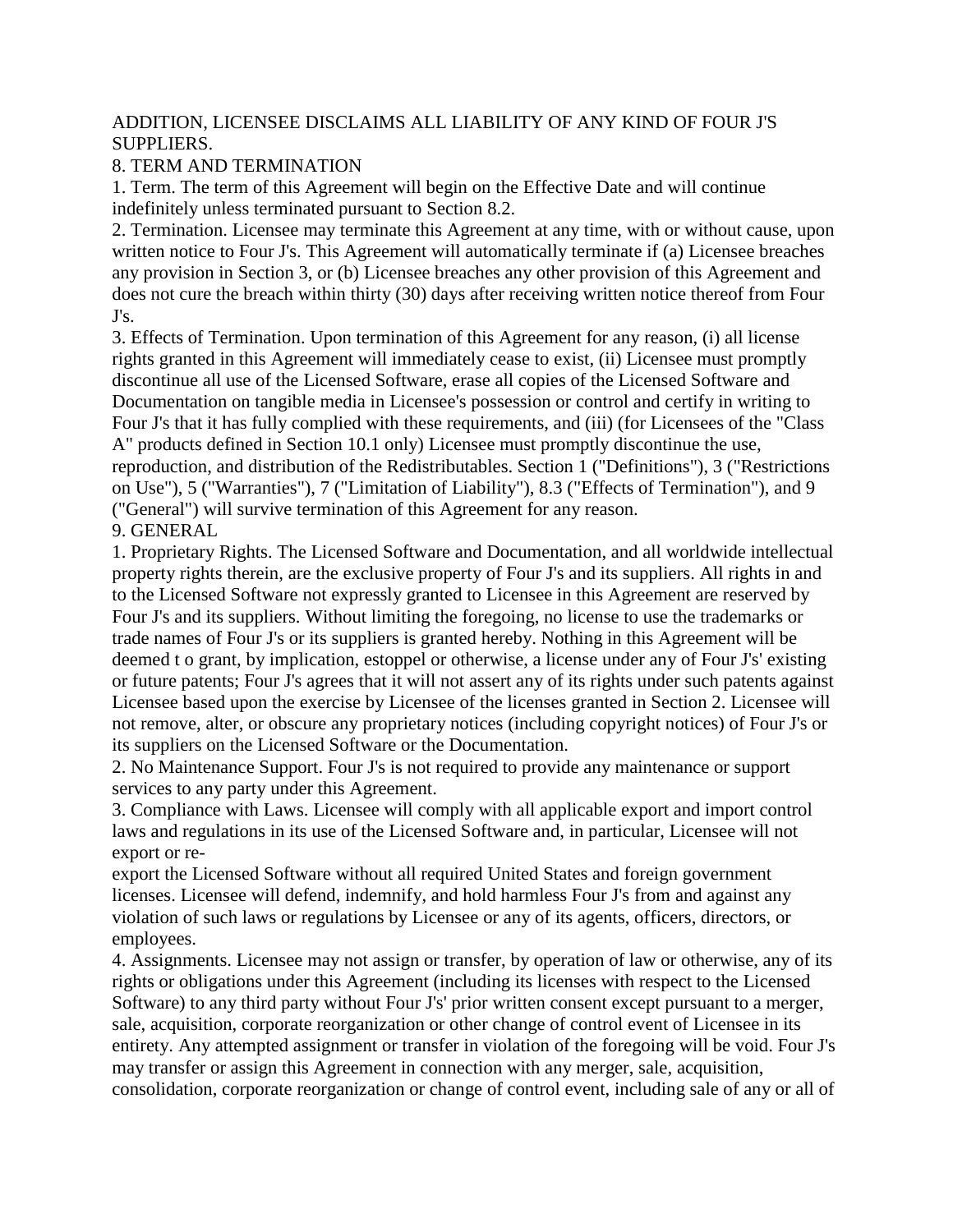ADDITION, LICENSEE DISCLAIMS ALL LIABILITY OF ANY KIND OF FOUR J'S SUPPLIERS.

## 8. TERM AND TERMINATION

1. Term. The term of this Agreement will begin on the Effective Date and will continue indefinitely unless terminated pursuant to Section 8.2.
2. Termination. Licensee may terminate this Agreement at any time, with or without cause, upon written notice to Four J's. This Agreement will automatically terminate if (a) Licensee breaches any provision in Section 3, or (b) Licensee breaches any other provision of this Agreement and does not cure the breach within thirty (30) days after receiving written notice thereof from Four J's.
3. Effects of Termination. Upon termination of this Agreement for any reason, (i) all license rights granted in this Agreement will immediately cease to exist, (ii) Licensee must promptly discontinue all use of the Licensed Software, erase all copies of the Licensed Software and Documentation on tangible media in Licensee's possession or control and certify in writing to Four J's that it has fully complied with these requirements, and (iii) (for Licensees of the "Class A" products defined in Section 10.1 only) Licensee must promptly discontinue the use, reproduction, and distribution of the Redistributables. Section 1 ("Definitions"), 3 ("Restrictions on Use"), 5 ("Warranties"), 7 ("Limitation of Liability"), 8.3 ("Effects of Termination"), and 9 ("General") will survive termination of this Agreement for any reason.

## 9. GENERAL

1. Proprietary Rights. The Licensed Software and Documentation, and all worldwide intellectual property rights therein, are the exclusive property of Four J's and its suppliers. All rights in and to the Licensed Software not expressly granted to Licensee in this Agreement are reserved by Four J's and its suppliers. Without limiting the foregoing, no license to use the trademarks or trade names of Four J's or its suppliers is granted hereby. Nothing in this Agreement will be deemed t o grant, by implication, estoppel or otherwise, a license under any of Four J's' existing or future patents; Four J's agrees that it will not assert any of its rights under such patents against Licensee based upon the exercise by Licensee of the licenses granted in Section 2. Licensee will not remove, alter, or obscure any proprietary notices (including copyright notices) of Four J's or its suppliers on the Licensed Software or the Documentation.
2. No Maintenance Support. Four J's is not required to provide any maintenance or support services to any party under this Agreement.
3. Compliance with Laws. Licensee will comply with all applicable export and import control laws and regulations in its use of the Licensed Software and, in particular, Licensee will not export or re-export the Licensed Software without all required United States and foreign government licenses. Licensee will defend, indemnify, and hold harmless Four J's from and against any violation of such laws or regulations by Licensee or any of its agents, officers, directors, or employees.
4. Assignments. Licensee may not assign or transfer, by operation of law or otherwise, any of its rights or obligations under this Agreement (including its licenses with respect to the Licensed Software) to any third party without Four J's' prior written consent except pursuant to a merger, sale, acquisition, corporate reorganization or other change of control event of Licensee in its entirety. Any attempted assignment or transfer in violation of the foregoing will be void. Four J's may transfer or assign this Agreement in connection with any merger, sale, acquisition, consolidation, corporate reorganization or change of control event, including sale of any or all of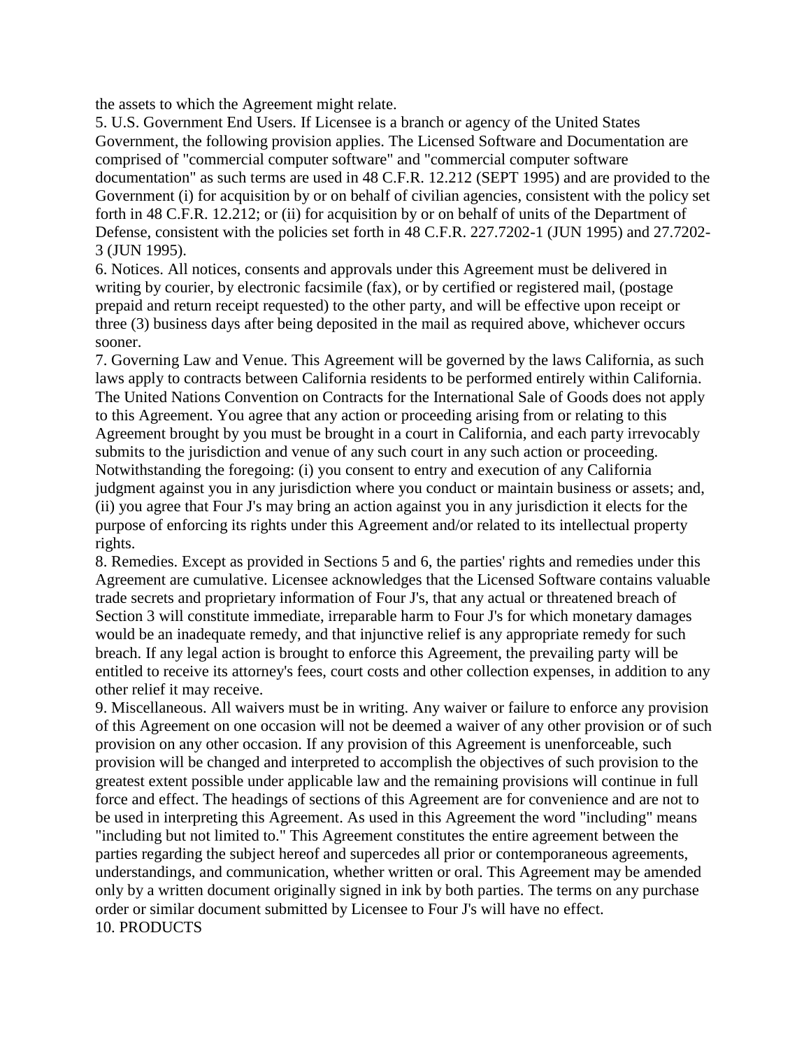the assets to which the Agreement might relate.

5. U.S. Government End Users. If Licensee is a branch or agency of the United States Government, the following provision applies. The Licensed Software and Documentation are comprised of "commercial computer software" and "commercial computer software documentation" as such terms are used in 48 C.F.R. 12.212 (SEPT 1995) and are provided to the Government (i) for acquisition by or on behalf of civilian agencies, consistent with the policy set forth in 48 C.F.R. 12.212; or (ii) for acquisition by or on behalf of units of the Department of Defense, consistent with the policies set forth in 48 C.F.R. 227.7202-1 (JUN 1995) and 27.7202-3 (JUN 1995).

6. Notices. All notices, consents and approvals under this Agreement must be delivered in writing by courier, by electronic facsimile (fax), or by certified or registered mail, (postage prepaid and return receipt requested) to the other party, and will be effective upon receipt or three (3) business days after being deposited in the mail as required above, whichever occurs sooner.

7. Governing Law and Venue. This Agreement will be governed by the laws California, as such laws apply to contracts between California residents to be performed entirely within California. The United Nations Convention on Contracts for the International Sale of Goods does not apply to this Agreement. You agree that any action or proceeding arising from or relating to this Agreement brought by you must be brought in a court in California, and each party irrevocably submits to the jurisdiction and venue of any such court in any such action or proceeding. Notwithstanding the foregoing: (i) you consent to entry and execution of any California judgment against you in any jurisdiction where you conduct or maintain business or assets; and, (ii) you agree that Four J's may bring an action against you in any jurisdiction it elects for the purpose of enforcing its rights under this Agreement and/or related to its intellectual property rights.

8. Remedies. Except as provided in Sections 5 and 6, the parties' rights and remedies under this Agreement are cumulative. Licensee acknowledges that the Licensed Software contains valuable trade secrets and proprietary information of Four J's, that any actual or threatened breach of Section 3 will constitute immediate, irreparable harm to Four J's for which monetary damages would be an inadequate remedy, and that injunctive relief is any appropriate remedy for such breach. If any legal action is brought to enforce this Agreement, the prevailing party will be entitled to receive its attorney's fees, court costs and other collection expenses, in addition to any other relief it may receive.

9. Miscellaneous. All waivers must be in writing. Any waiver or failure to enforce any provision of this Agreement on one occasion will not be deemed a waiver of any other provision or of such provision on any other occasion. If any provision of this Agreement is unenforceable, such provision will be changed and interpreted to accomplish the objectives of such provision to the greatest extent possible under applicable law and the remaining provisions will continue in full force and effect. The headings of sections of this Agreement are for convenience and are not to be used in interpreting this Agreement. As used in this Agreement the word "including" means "including but not limited to." This Agreement constitutes the entire agreement between the parties regarding the subject hereof and supercedes all prior or contemporaneous agreements, understandings, and communication, whether written or oral. This Agreement may be amended only by a written document originally signed in ink by both parties. The terms on any purchase order or similar document submitted by Licensee to Four J's will have no effect.

10. PRODUCTS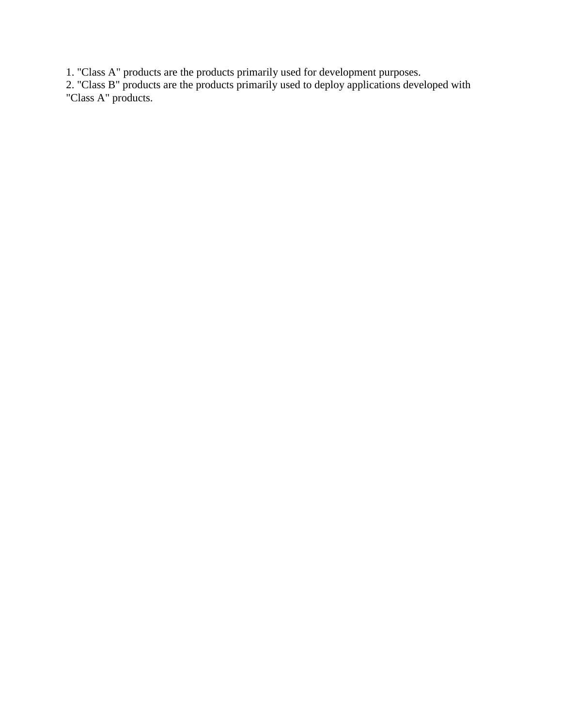1. "Class A" products are the products primarily used for development purposes.
2. "Class B" products are the products primarily used to deploy applications developed with "Class A" products.